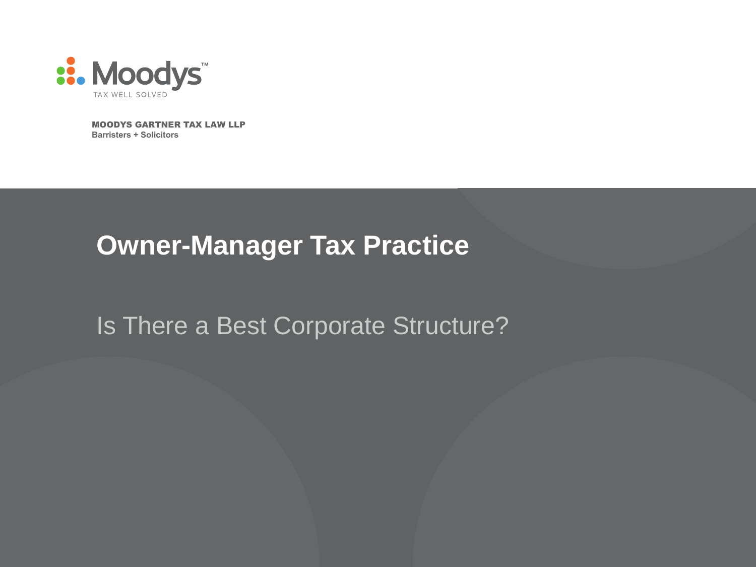Moodys™

TAX WELL SOLVED

**MOODYS GARTNER TAX LAW LLP**
**Barristers + Solicitors**

# Owner-Manager Tax Practice

## Is There a Best Corporate Structure?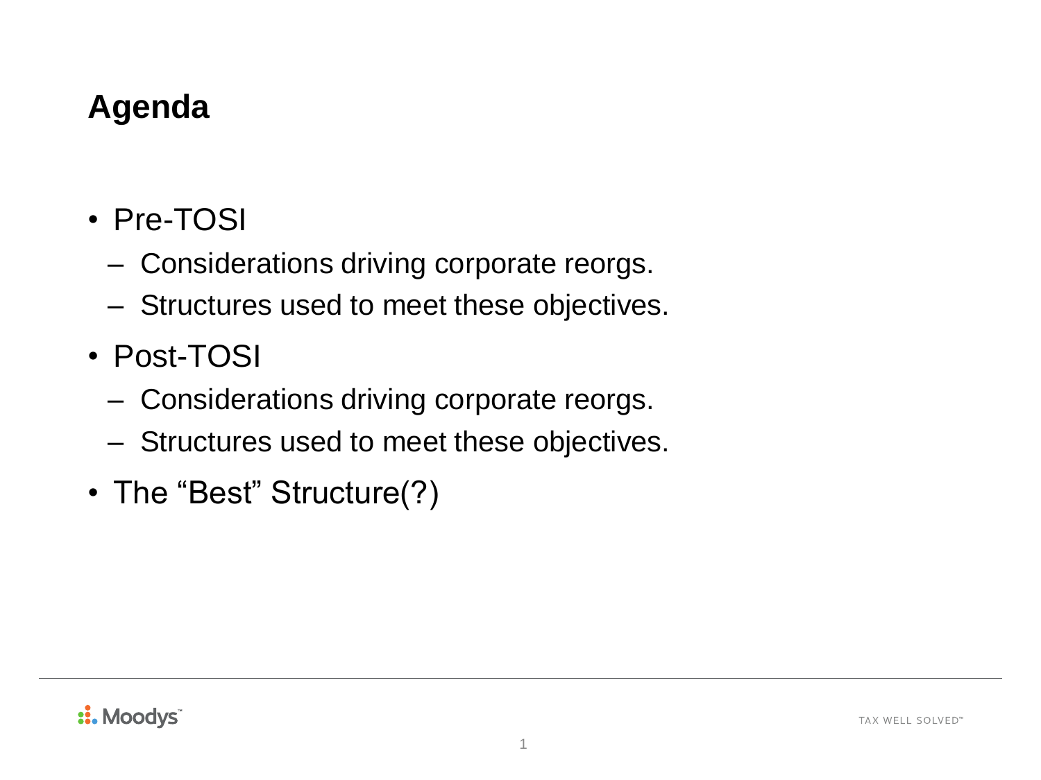# Agenda

- Pre-TOSI
  - Considerations driving corporate reorgs.
  - Structures used to meet these objectives.
- Post-TOSI
  - Considerations driving corporate reorgs.
  - Structures used to meet these objectives.
- The "Best" Structure(?)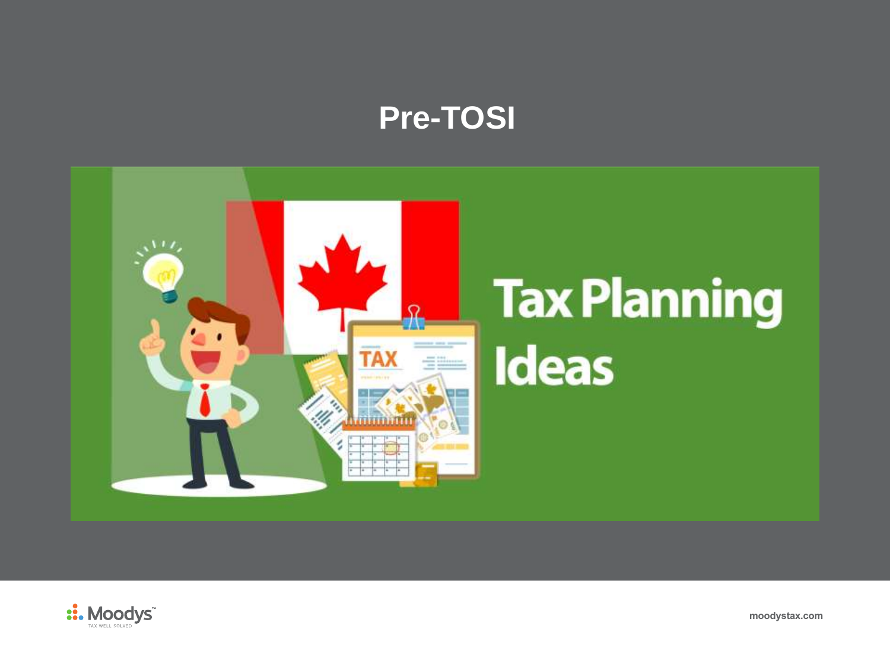# Pre-TOSI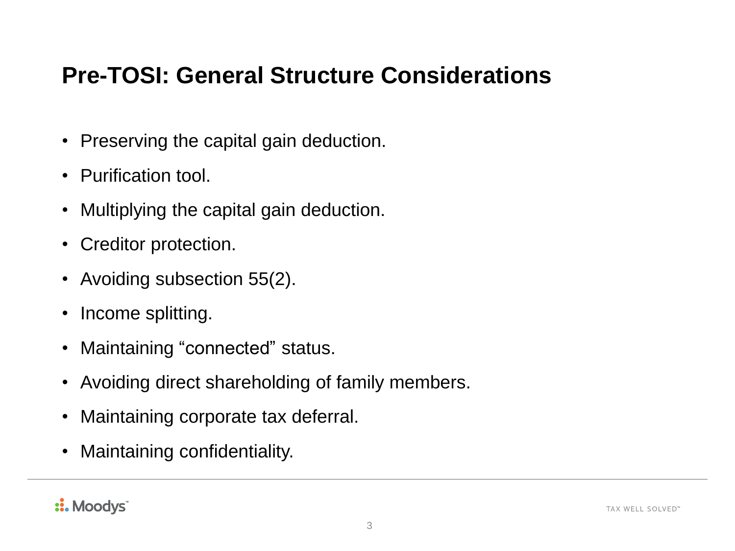# Pre-TOSI: General Structure Considerations

- Preserving the capital gain deduction.
- Purification tool.
- Multiplying the capital gain deduction.
- Creditor protection.
- Avoiding subsection 55(2).
- Income splitting.
- Maintaining "connected" status.
- Avoiding direct shareholding of family members.
- Maintaining corporate tax deferral.
- Maintaining confidentiality.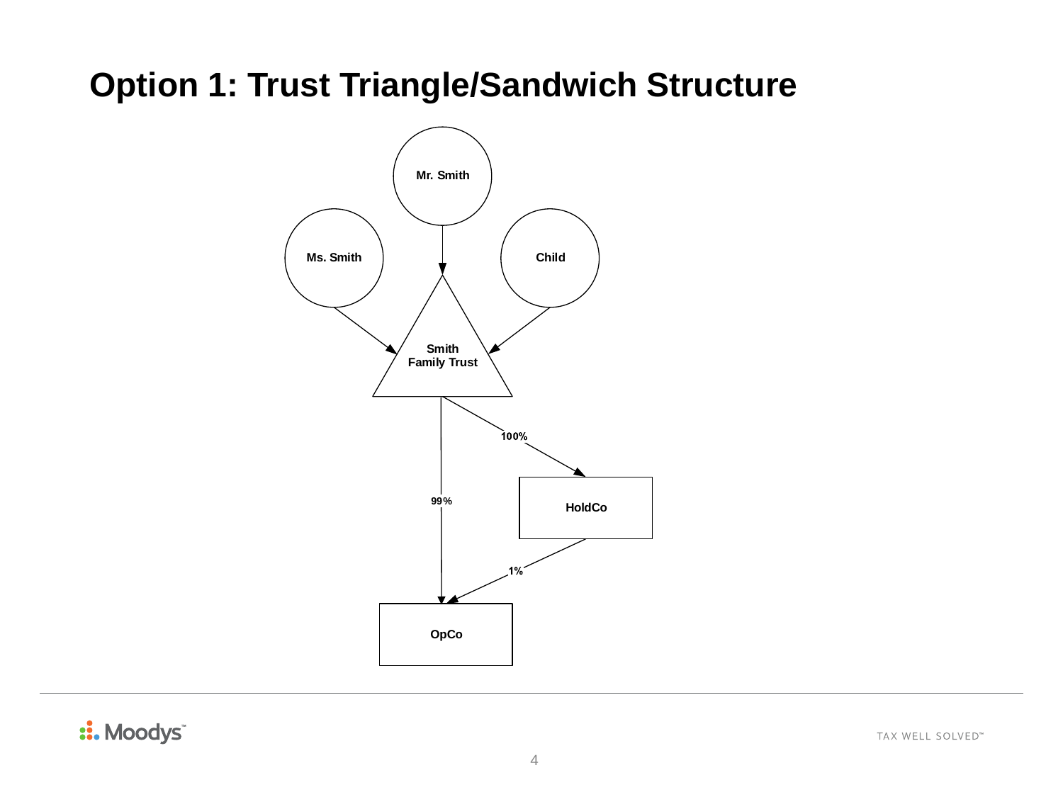# Option 1: Trust Triangle/Sandwich Structure

Mr. Smith

Ms. Smith

Child

Smith Family Trust

100%

99%

HoldCo

1%

OpCo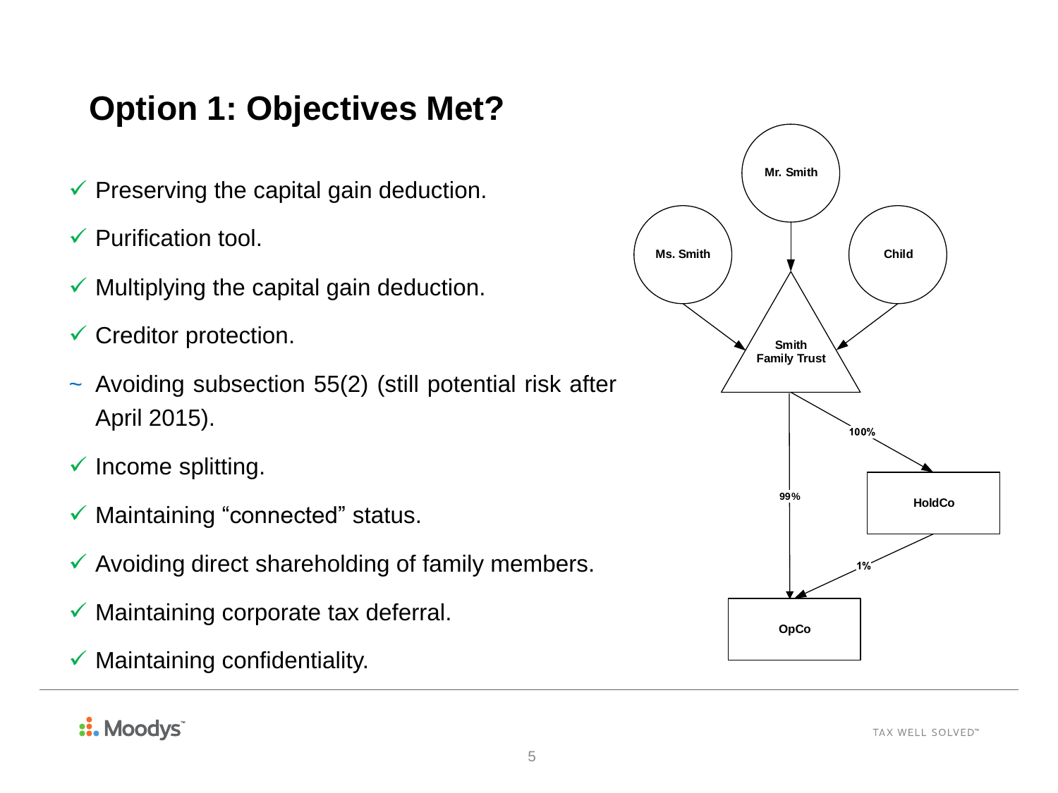# Option 1: Objectives Met?

- ✓ Preserving the capital gain deduction.
- ✓ Purification tool.
- ✓ Multiplying the capital gain deduction.
- ✓ Creditor protection.
- ~ Avoiding subsection 55(2) (still potential risk after April 2015).
- ✓ Income splitting.
- ✓ Maintaining "connected" status.
- ✓ Avoiding direct shareholding of family members.
- ✓ Maintaining corporate tax deferral.
- ✓ Maintaining confidentiality.

Mr. Smith

Ms. Smith

Child

Smith Family Trust

100%

99%

HoldCo

1%

OpCo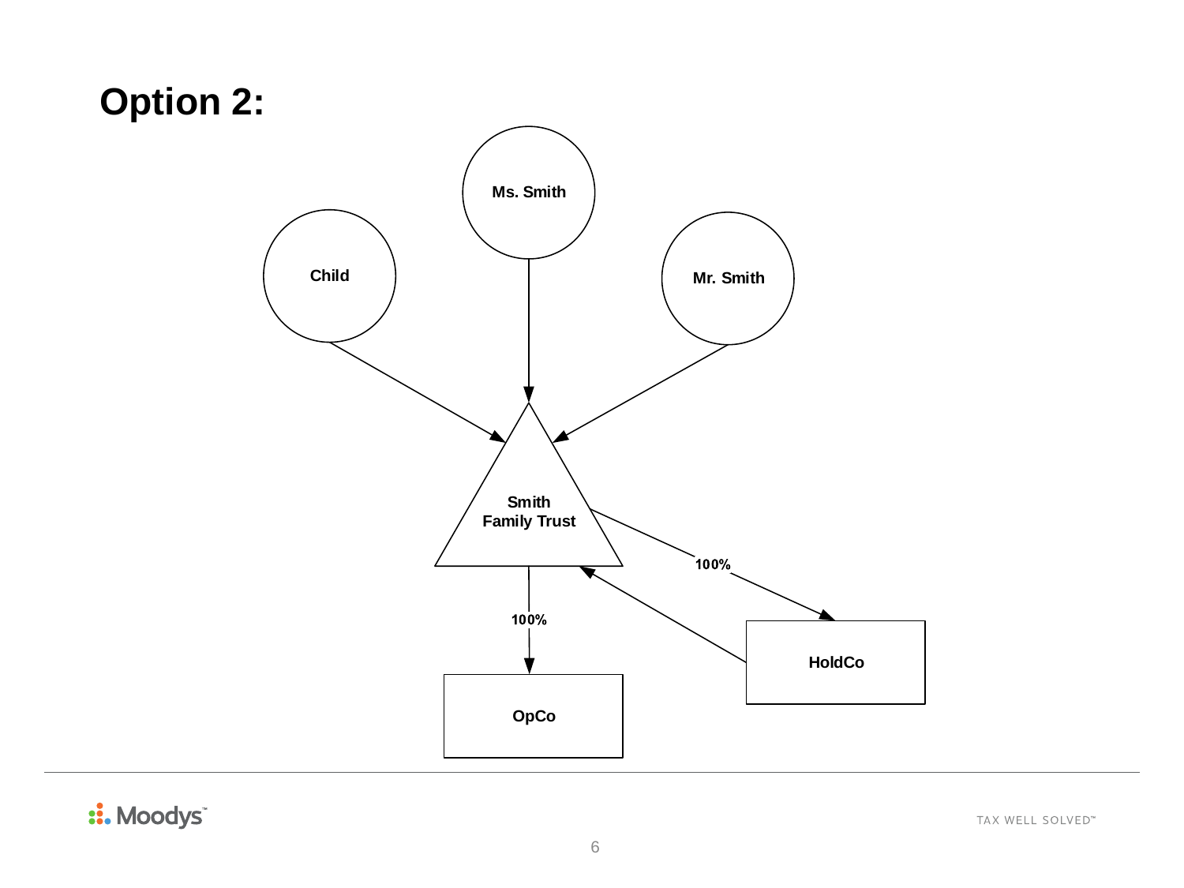# Option 2:

Child

Ms. Smith

Mr. Smith

Smith Family Trust

100%

100%

OpCo

HoldCo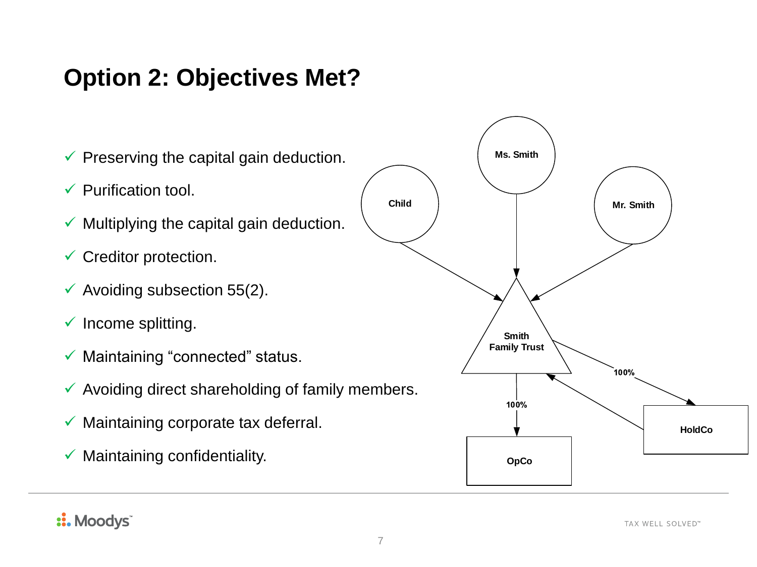# Option 2: Objectives Met?

- ✓ Preserving the capital gain deduction.
- ✓ Purification tool.
- ✓ Multiplying the capital gain deduction.
- ✓ Creditor protection.
- ✓ Avoiding subsection 55(2).
- ✓ Income splitting.
- ✓ Maintaining "connected" status.
- ✓ Avoiding direct shareholding of family members.
- ✓ Maintaining corporate tax deferral.
- ✓ Maintaining confidentiality.

Child

Ms. Smith

Mr. Smith

Smith Family Trust

100%

100%

OpCo

HoldCo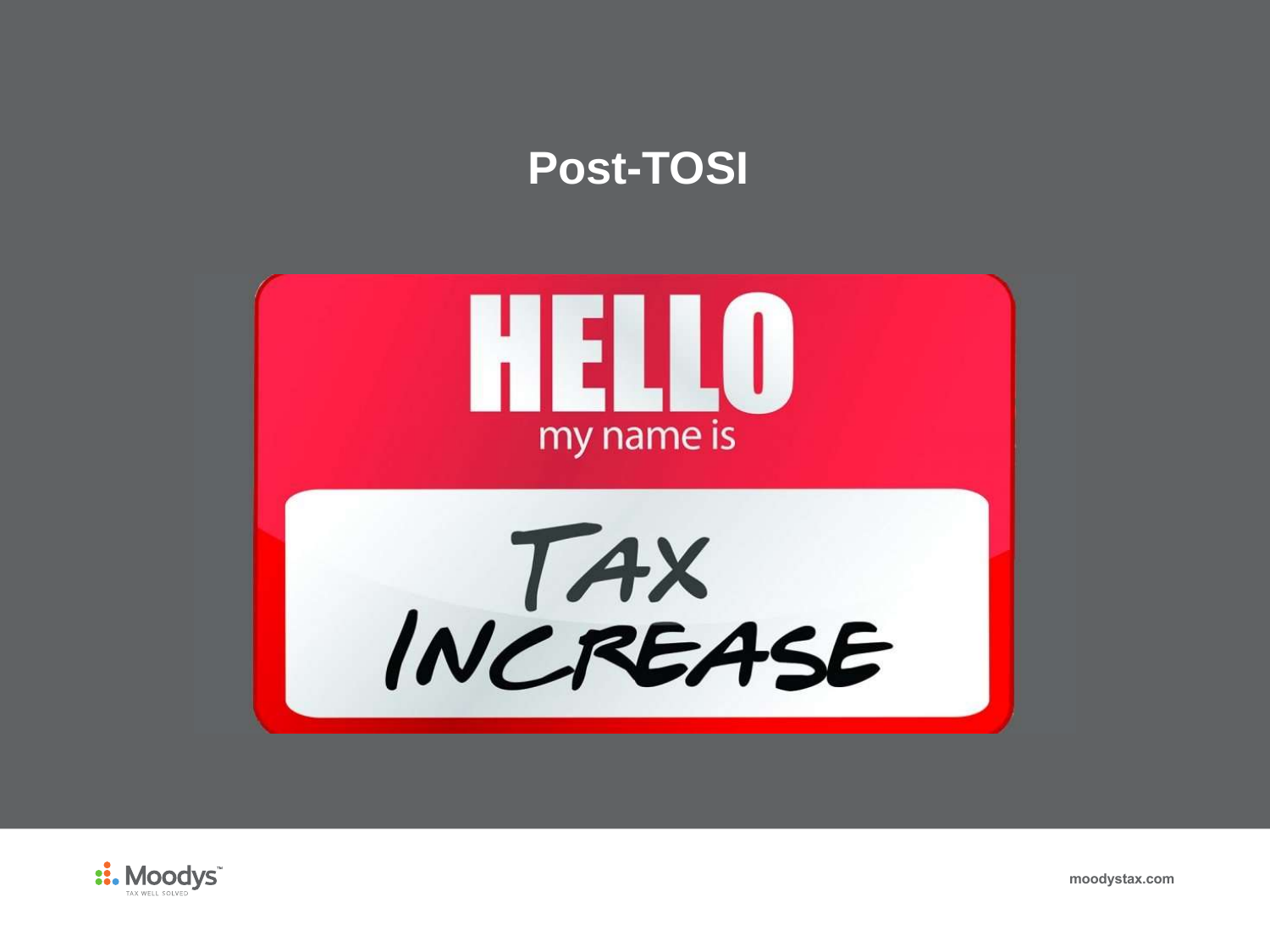# Post-TOSI

HELLO

my name is

TAX INCREASE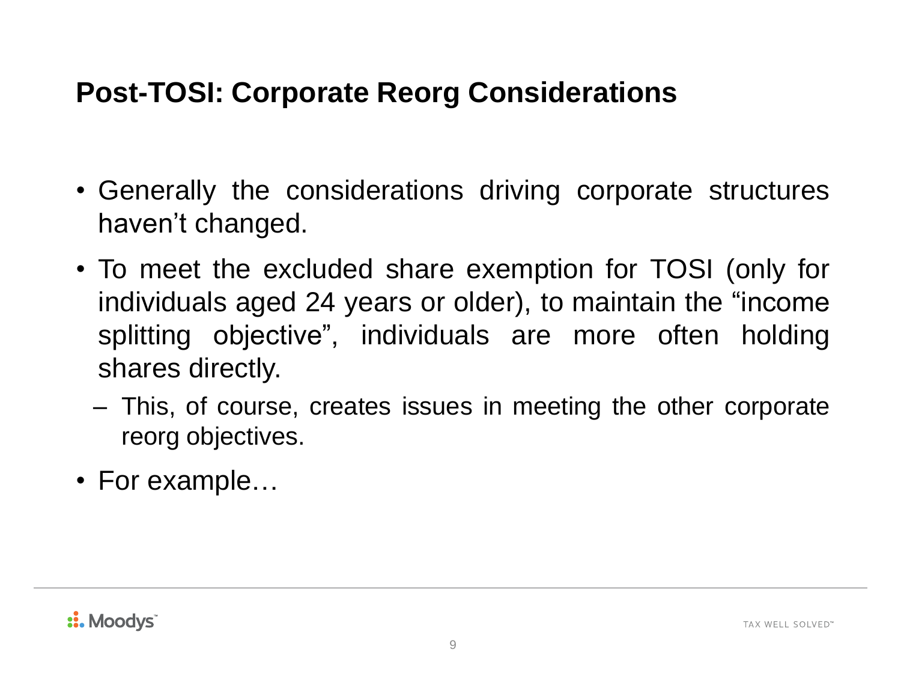## Post-TOSI: Corporate Reorg Considerations

- Generally the considerations driving corporate structures haven't changed.
- To meet the excluded share exemption for TOSI (only for individuals aged 24 years or older), to maintain the "income splitting objective", individuals are more often holding shares directly.
  - This, of course, creates issues in meeting the other corporate reorg objectives.
- For example…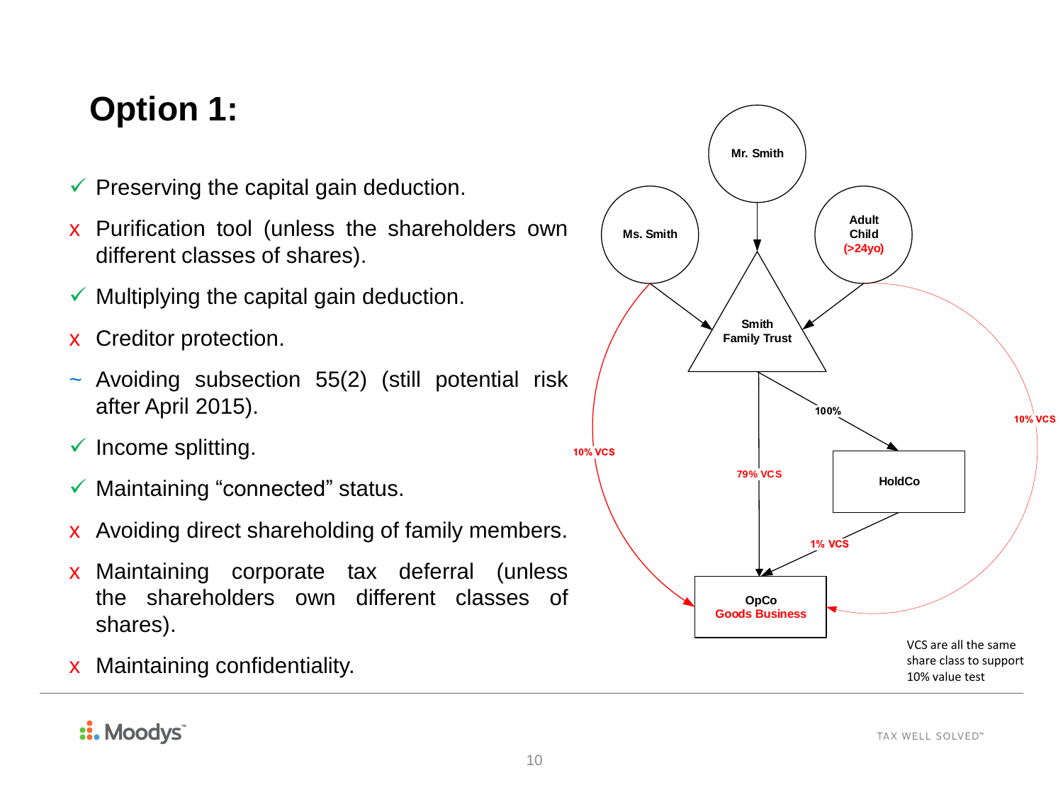# Option 1:

- ✓ Preserving the capital gain deduction.
- x Purification tool (unless the shareholders own different classes of shares).
- ✓ Multiplying the capital gain deduction.
- x Creditor protection.
- ~ Avoiding subsection 55(2) (still potential risk after April 2015).
- ✓ Income splitting.
- ✓ Maintaining “connected” status.
- x Avoiding direct shareholding of family members.
- x Maintaining corporate tax deferral (unless the shareholders own different classes of shares).
- x Maintaining confidentiality.

Mr. Smith

Ms. Smith

Adult Child (>24yo)

Smith Family Trust

100%

HoldCo

10% VCS

79% VCS

1% VCS

10% VCS

OpCo Goods Business

VCS are all the same share class to support 10% value test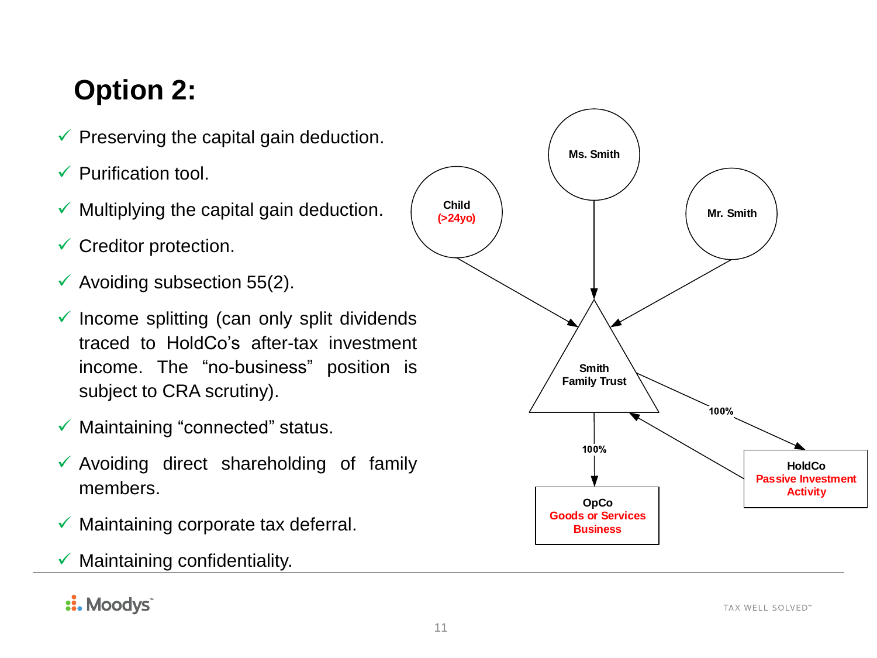# Option 2:

- ✓ Preserving the capital gain deduction.
- ✓ Purification tool.
- ✓ Multiplying the capital gain deduction.
- ✓ Creditor protection.
- ✓ Avoiding subsection 55(2).
- ✓ Income splitting (can only split dividends traced to HoldCo's after-tax investment income. The "no-business" position is subject to CRA scrutiny).
- ✓ Maintaining "connected" status.
- ✓ Avoiding direct shareholding of family members.
- ✓ Maintaining corporate tax deferral.
- ✓ Maintaining confidentiality.

Child (>24yo)

Ms. Smith

Mr. Smith

Smith Family Trust

100%

100%

OpCo
Goods or Services Business

HoldCo
Passive Investment Activity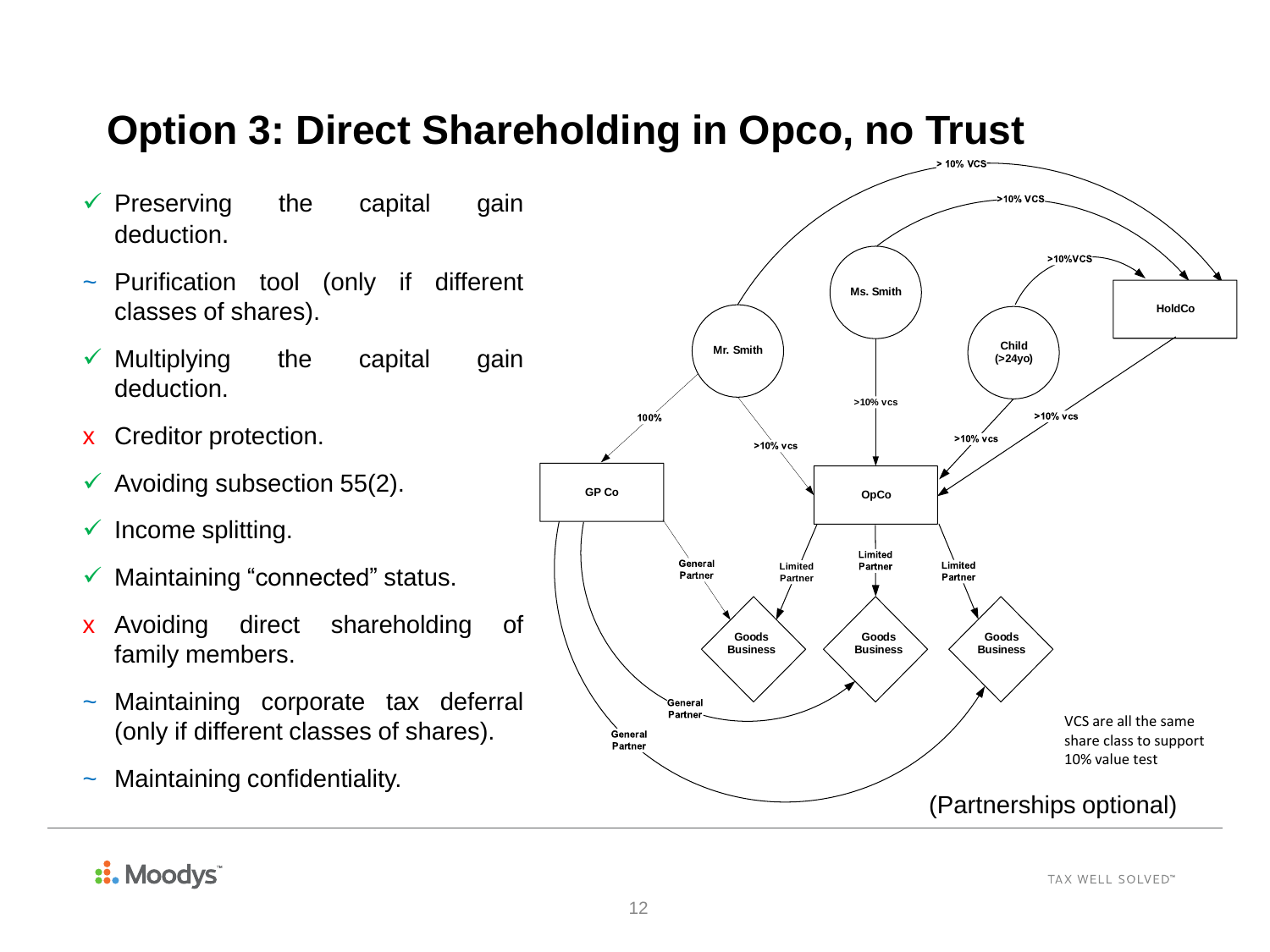# Option 3: Direct Shareholding in Opco, no Trust

- ✓ Preserving the capital gain deduction.
- ~ Purification tool (only if different classes of shares).
- ✓ Multiplying the capital gain deduction.
- x Creditor protection.
- ✓ Avoiding subsection 55(2).
- ✓ Income splitting.
- ✓ Maintaining "connected" status.
- x Avoiding direct shareholding of family members.
- ~ Maintaining corporate tax deferral (only if different classes of shares).
- ~ Maintaining confidentiality.

Mr. Smith — > 10% VCS → HoldCo
Ms. Smith — >10% VCS → HoldCo
Child (>24yo) — >10%VCS → HoldCo
Mr. Smith — 100% → GP Co
Mr. Smith — >10% vcs → OpCo
Ms. Smith — >10% vcs → OpCo
Child (>24yo) — >10% vcs → OpCo
HoldCo — >10% vcs → OpCo
GP Co — General Partner → Goods Business (×3)
OpCo — Limited Partner → Goods Business (×3)

VCS are all the same share class to support 10% value test

(Partnerships optional)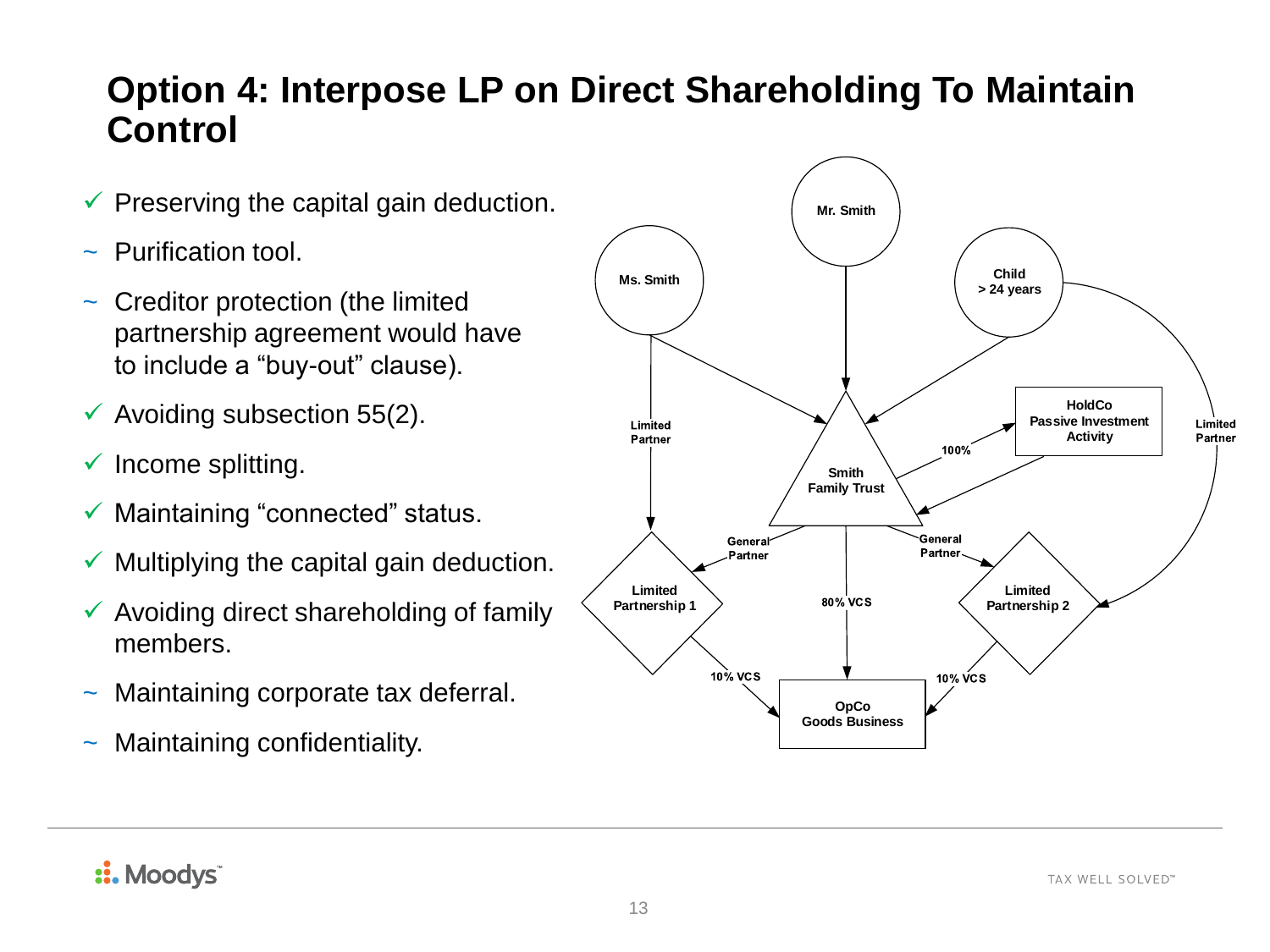# Option 4: Interpose LP on Direct Shareholding To Maintain Control

- ✓ Preserving the capital gain deduction.
- ~ Purification tool.
- ~ Creditor protection (the limited partnership agreement would have to include a “buy-out” clause).
- ✓ Avoiding subsection 55(2).
- ✓ Income splitting.
- ✓ Maintaining “connected” status.
- ✓ Multiplying the capital gain deduction.
- ✓ Avoiding direct shareholding of family members.
- ~ Maintaining corporate tax deferral.
- ~ Maintaining confidentiality.

Mr. Smith, Ms. Smith, Child > 24 years → Smith Family Trust

Ms. Smith — Limited Partner → Limited Partnership 1

Child > 24 years — Limited Partner → Limited Partnership 2

Smith Family Trust — 100% → HoldCo Passive Investment Activity

HoldCo Passive Investment Activity → Smith Family Trust

Smith Family Trust — General Partner → Limited Partnership 1

Smith Family Trust — General Partner → Limited Partnership 2

Smith Family Trust — 80% VCS → OpCo Goods Business

Limited Partnership 1 — 10% VCS → OpCo Goods Business

Limited Partnership 2 — 10% VCS → OpCo Goods Business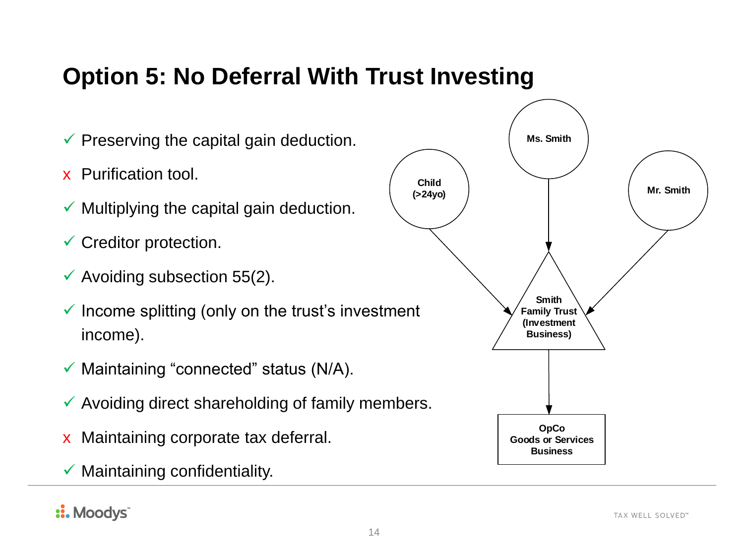# Option 5: No Deferral With Trust Investing

- ✓ Preserving the capital gain deduction.
- x Purification tool.
- ✓ Multiplying the capital gain deduction.
- ✓ Creditor protection.
- ✓ Avoiding subsection 55(2).
- ✓ Income splitting (only on the trust's investment income).
- ✓ Maintaining "connected" status (N/A).
- ✓ Avoiding direct shareholding of family members.
- x Maintaining corporate tax deferral.
- ✓ Maintaining confidentiality.

Child (>24yo)

Ms. Smith

Mr. Smith

Smith Family Trust (Investment Business)

OpCo Goods or Services Business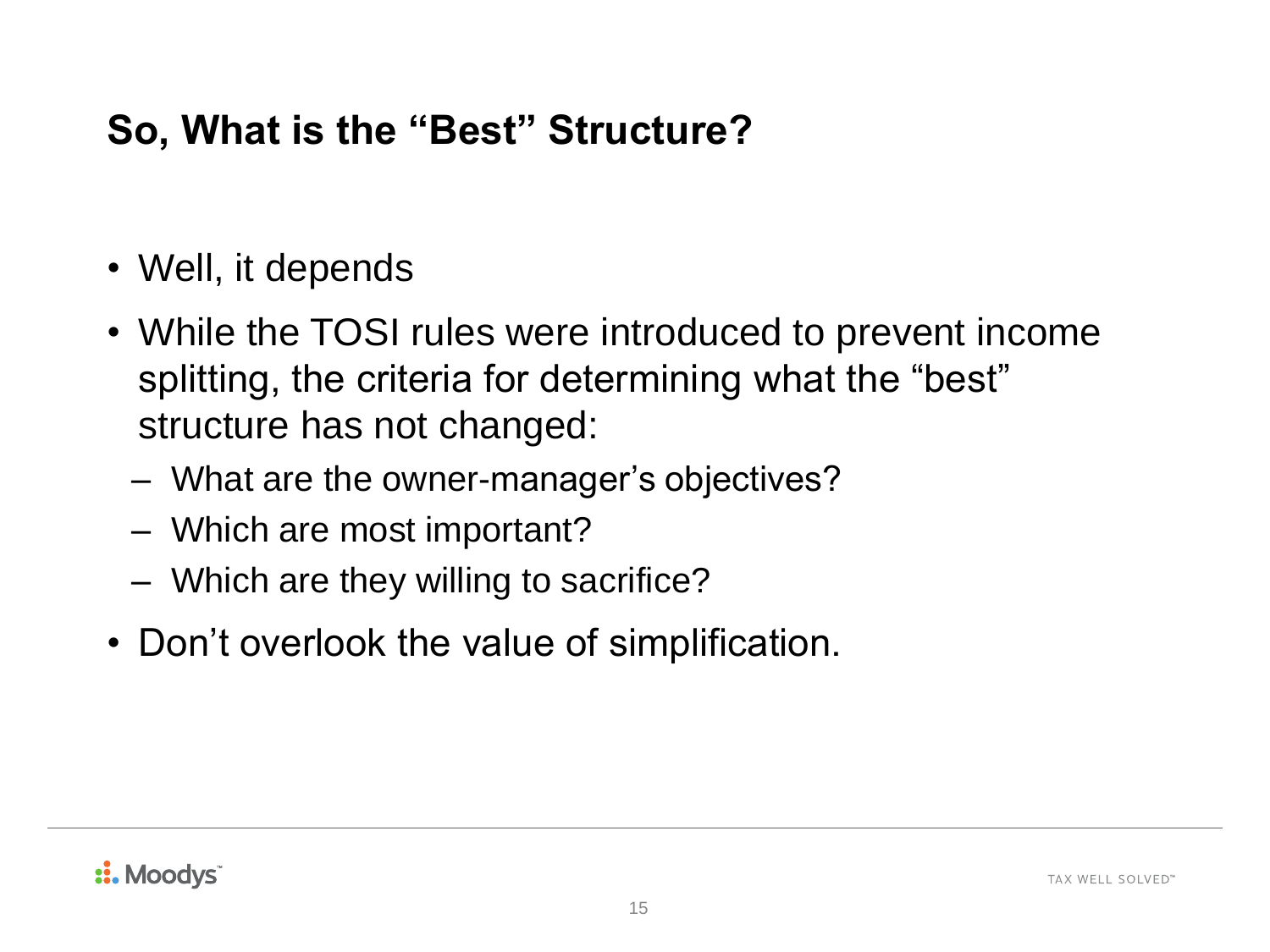## So, What is the "Best" Structure?

- Well, it depends
- While the TOSI rules were introduced to prevent income splitting, the criteria for determining what the "best" structure has not changed:
  - What are the owner-manager's objectives?
  - Which are most important?
  - Which are they willing to sacrifice?
- Don't overlook the value of simplification.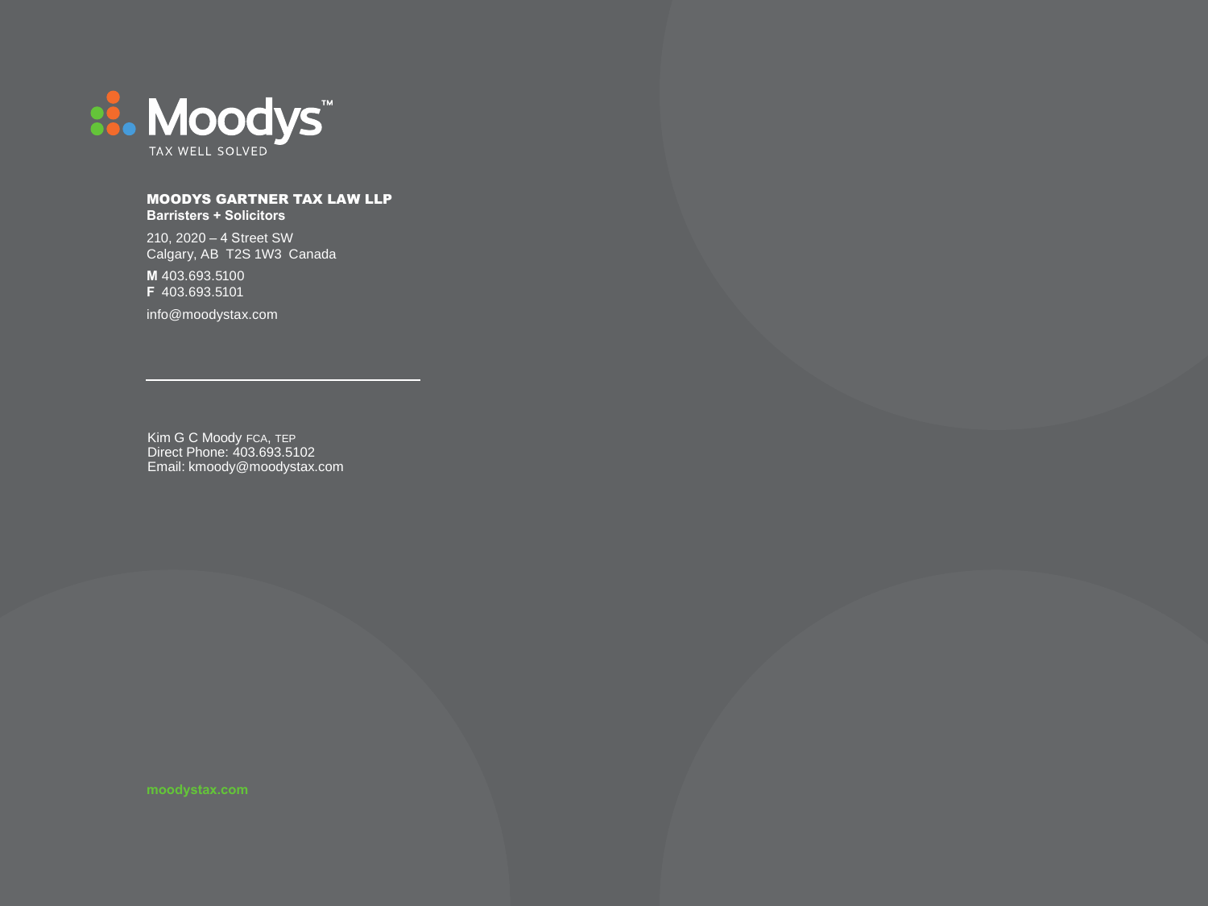Moodys™

TAX WELL SOLVED

**MOODYS GARTNER TAX LAW LLP**
**Barristers + Solicitors**

210, 2020 – 4 Street SW
Calgary, AB T2S 1W3 Canada

**M** 403.693.5100
**F** 403.693.5101

info@moodystax.com

---

Kim G C Moody FCA, TEP
Direct Phone: 403.693.5102
Email: kmoody@moodystax.com

**moodystax.com**